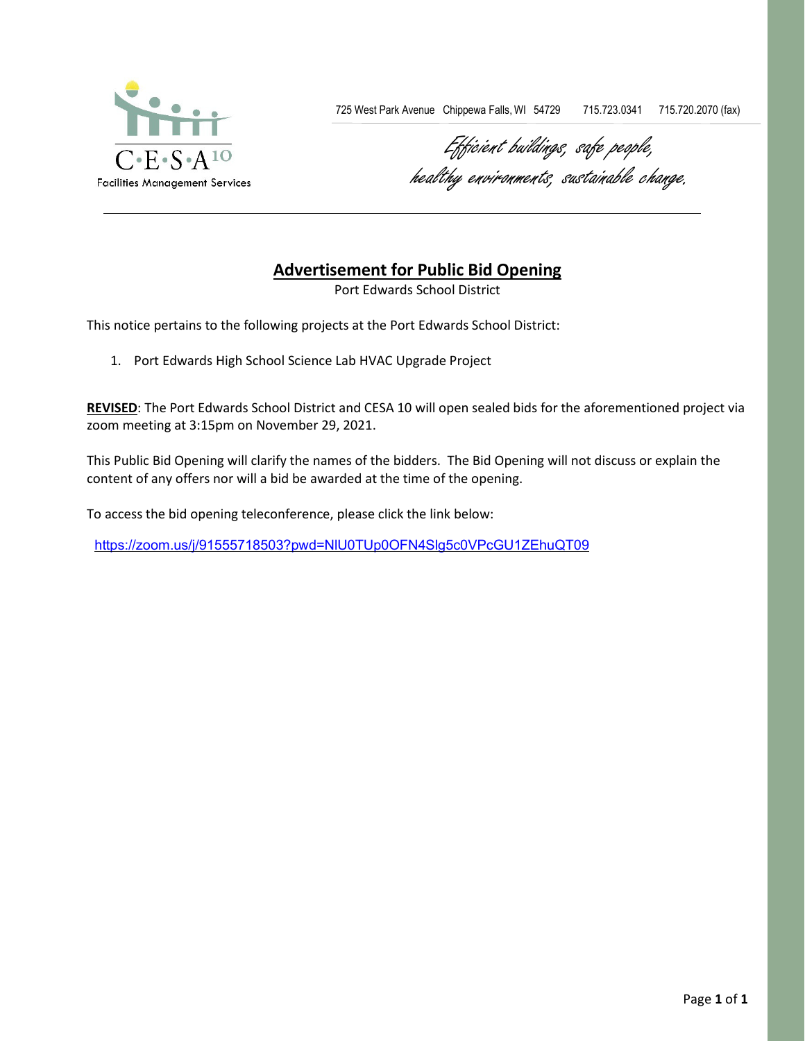C·E·S·A 10
Facilities Management Services

725 West Park Avenue Chippewa Falls, WI 54729 715.723.0341 715.720.2070 (fax)

*Efficient buildings, safe people, healthy environments, sustainable change.*

---

## Advertisement for Public Bid Opening

Port Edwards School District

This notice pertains to the following projects at the Port Edwards School District:

1. Port Edwards High School Science Lab HVAC Upgrade Project

**REVISED**: The Port Edwards School District and CESA 10 will open sealed bids for the aforementioned project via zoom meeting at 3:15pm on November 29, 2021.

This Public Bid Opening will clarify the names of the bidders. The Bid Opening will not discuss or explain the content of any offers nor will a bid be awarded at the time of the opening.

To access the bid opening teleconference, please click the link below:

https://zoom.us/j/91555718503?pwd=NlU0TUp0OFN4Slg5c0VPcGU1ZEhuQT09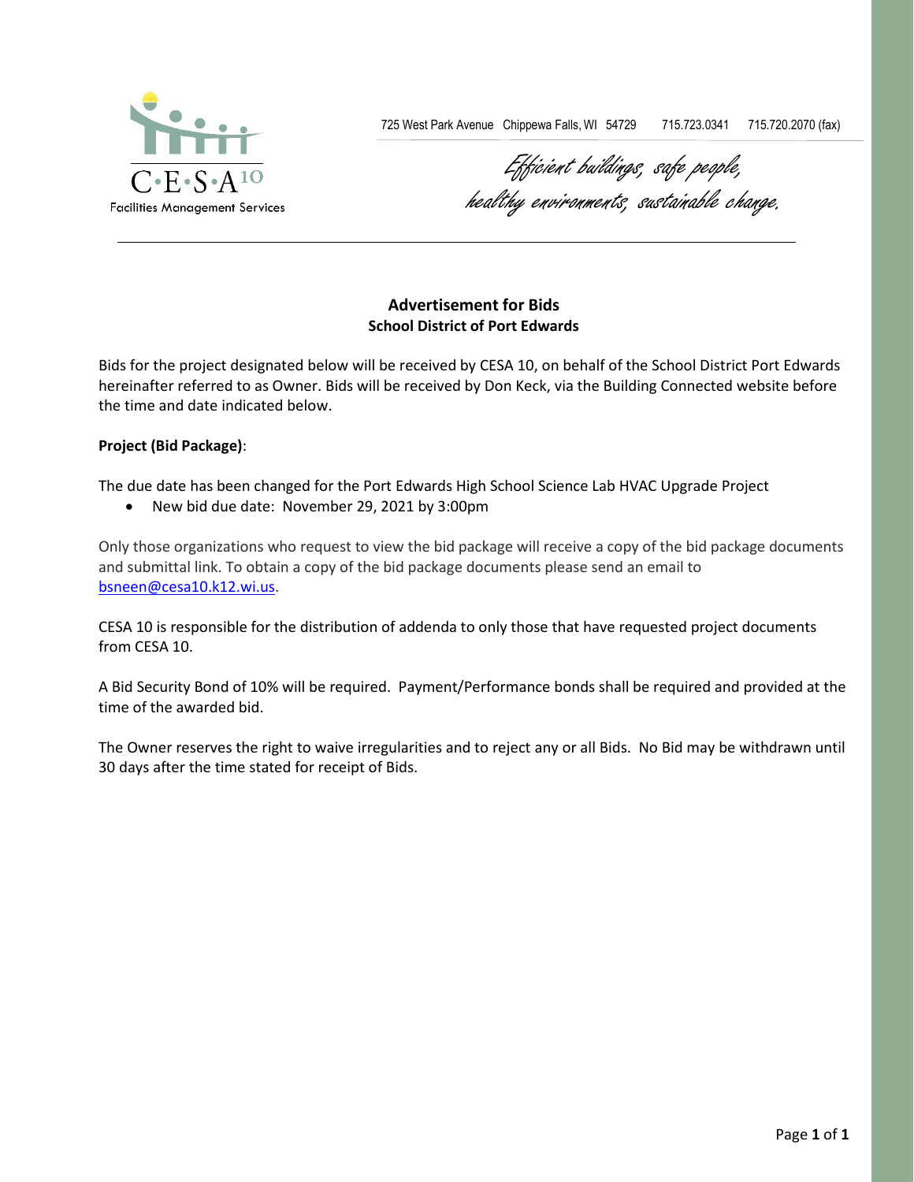725 West Park Avenue Chippewa Falls, WI 54729 715.723.0341 715.720.2070 (fax)

C·E·S·A 10
Facilities Management Services

*Efficient buildings, safe people, healthy environments, sustainable change.*

---

**Advertisement for Bids**
**School District of Port Edwards**

Bids for the project designated below will be received by CESA 10, on behalf of the School District Port Edwards hereinafter referred to as Owner. Bids will be received by Don Keck, via the Building Connected website before the time and date indicated below.

**Project (Bid Package)**:

The due date has been changed for the Port Edwards High School Science Lab HVAC Upgrade Project

- New bid due date: November 29, 2021 by 3:00pm

Only those organizations who request to view the bid package will receive a copy of the bid package documents and submittal link. To obtain a copy of the bid package documents please send an email to bsneen@cesa10.k12.wi.us.

CESA 10 is responsible for the distribution of addenda to only those that have requested project documents from CESA 10.

A Bid Security Bond of 10% will be required. Payment/Performance bonds shall be required and provided at the time of the awarded bid.

The Owner reserves the right to waive irregularities and to reject any or all Bids. No Bid may be withdrawn until 30 days after the time stated for receipt of Bids.